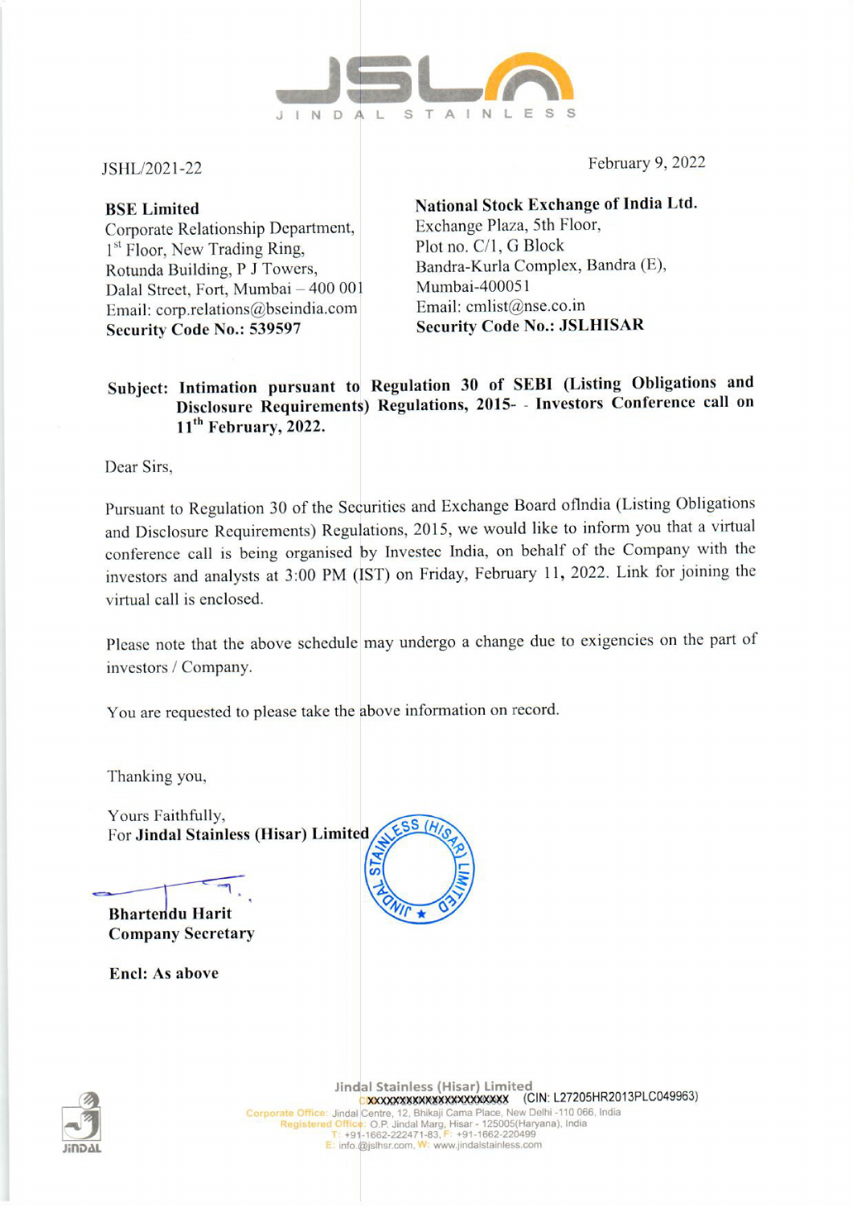JINDAL STAINLESS

JSHL/2021-22

February 9, 2022

**BSE Limited**
Corporate Relationship Department,
1st Floor, New Trading Ring,
Rotunda Building, P J Towers,
Dalal Street, Fort, Mumbai – 400 001
Email: corp.relations@bseindia.com
**Security Code No.: 539597**

**National Stock Exchange of India Ltd.**
Exchange Plaza, 5th Floor,
Plot no. C/1, G Block
Bandra-Kurla Complex, Bandra (E),
Mumbai-400051
Email: cmlist@nse.co.in
**Security Code No.: JSLHISAR**

**Subject: Intimation pursuant to Regulation 30 of SEBI (Listing Obligations and Disclosure Requirements) Regulations, 2015- - Investors Conference call on 11th February, 2022.**

Dear Sirs,

Pursuant to Regulation 30 of the Securities and Exchange Board ofIndia (Listing Obligations and Disclosure Requirements) Regulations, 2015, we would like to inform you that a virtual conference call is being organised by Investec India, on behalf of the Company with the investors and analysts at 3:00 PM (IST) on Friday, February 11, 2022. Link for joining the virtual call is enclosed.

Please note that the above schedule may undergo a change due to exigencies on the part of investors / Company.

You are requested to please take the above information on record.

Thanking you,

Yours Faithfully,
For **Jindal Stainless (Hisar) Limited**

**Bhartendu Harit**
**Company Secretary**

**Encl: As above**

Jindal Stainless (Hisar) Limited
XXXXXXXXXXXXXXXXXXXXXX (CIN: L27205HR2013PLC049963)
Corporate Office: Jindal Centre, 12, Bhikaji Cama Place, New Delhi -110 066, India
Registered Office: O.P. Jindal Marg, Hisar - 125005(Haryana), India
T: +91-1662-222471-83, F: +91-1662-220499
E: info.@jslhsr.com, W: www.jindalstainless.com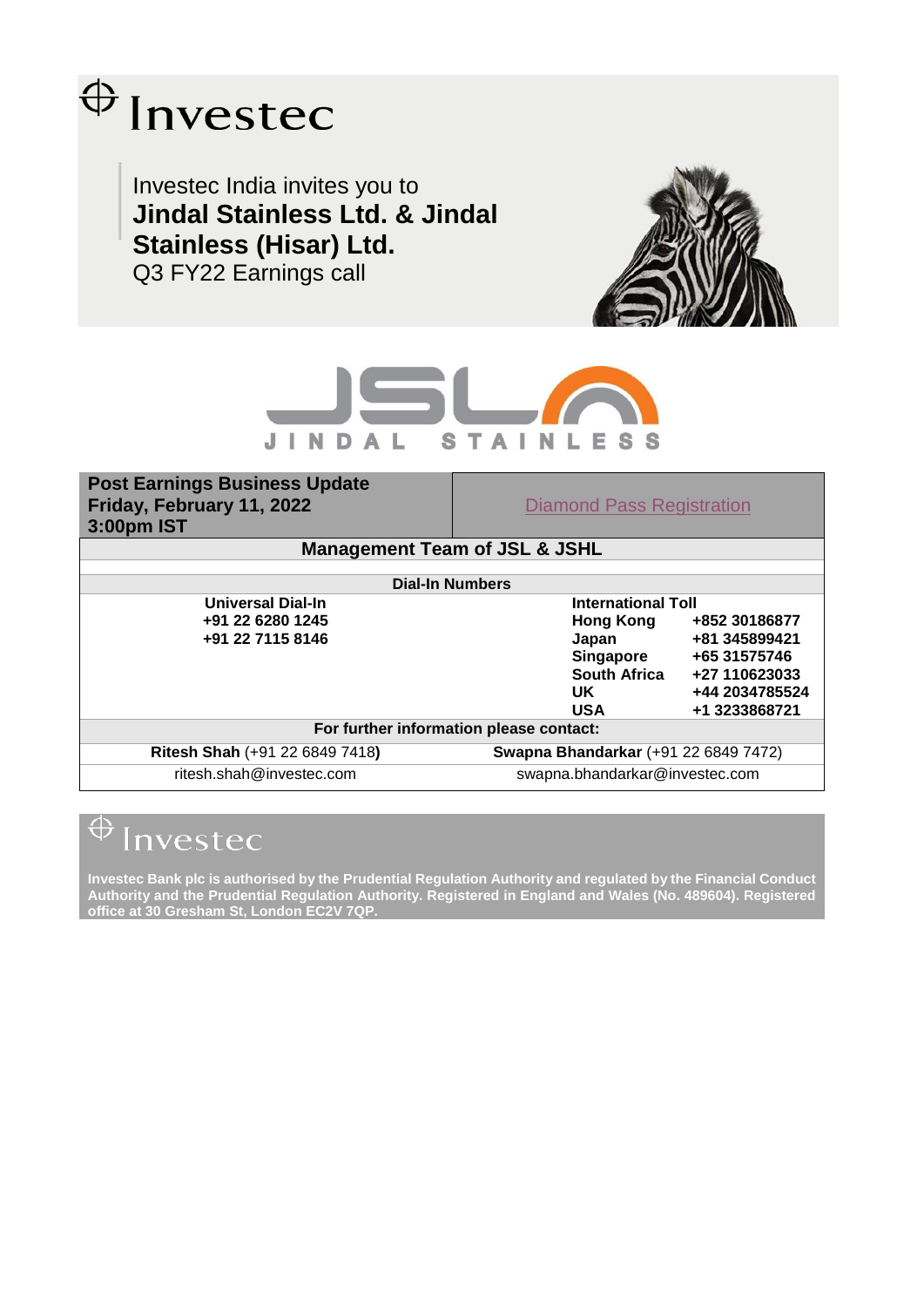# Investec

Investec India invites you to

## Jindal Stainless Ltd. & Jindal Stainless (Hisar) Ltd.

Q3 FY22 Earnings call

JINDAL STAINLESS

| | |
|---|---|
| **Post Earnings Business Update**<br>**Friday, February 11, 2022**<br>**3:00pm IST** | Diamond Pass Registration |
| **Management Team of JSL & JSHL** | |
| **Dial-In Numbers** | |
| **Universal Dial-In**<br>**+91 22 6280 1245**<br>**+91 22 7115 8146** | **International Toll**<br>**Hong Kong** +852 30186877<br>**Japan** +81 345899421<br>**Singapore** +65 31575746<br>**South Africa** +27 110623033<br>**UK** +44 2034785524<br>**USA** +1 3233868721 |
| **For further information please contact:** | |
| **Ritesh Shah** (+91 22 6849 7418) | **Swapna Bhandarkar** (+91 22 6849 7472) |
| ritesh.shah@investec.com | swapna.bhandarkar@investec.com |

Investec

**Investec Bank plc is authorised by the Prudential Regulation Authority and regulated by the Financial Conduct Authority and the Prudential Regulation Authority. Registered in England and Wales (No. 489604). Registered office at 30 Gresham St, London EC2V 7QP.**